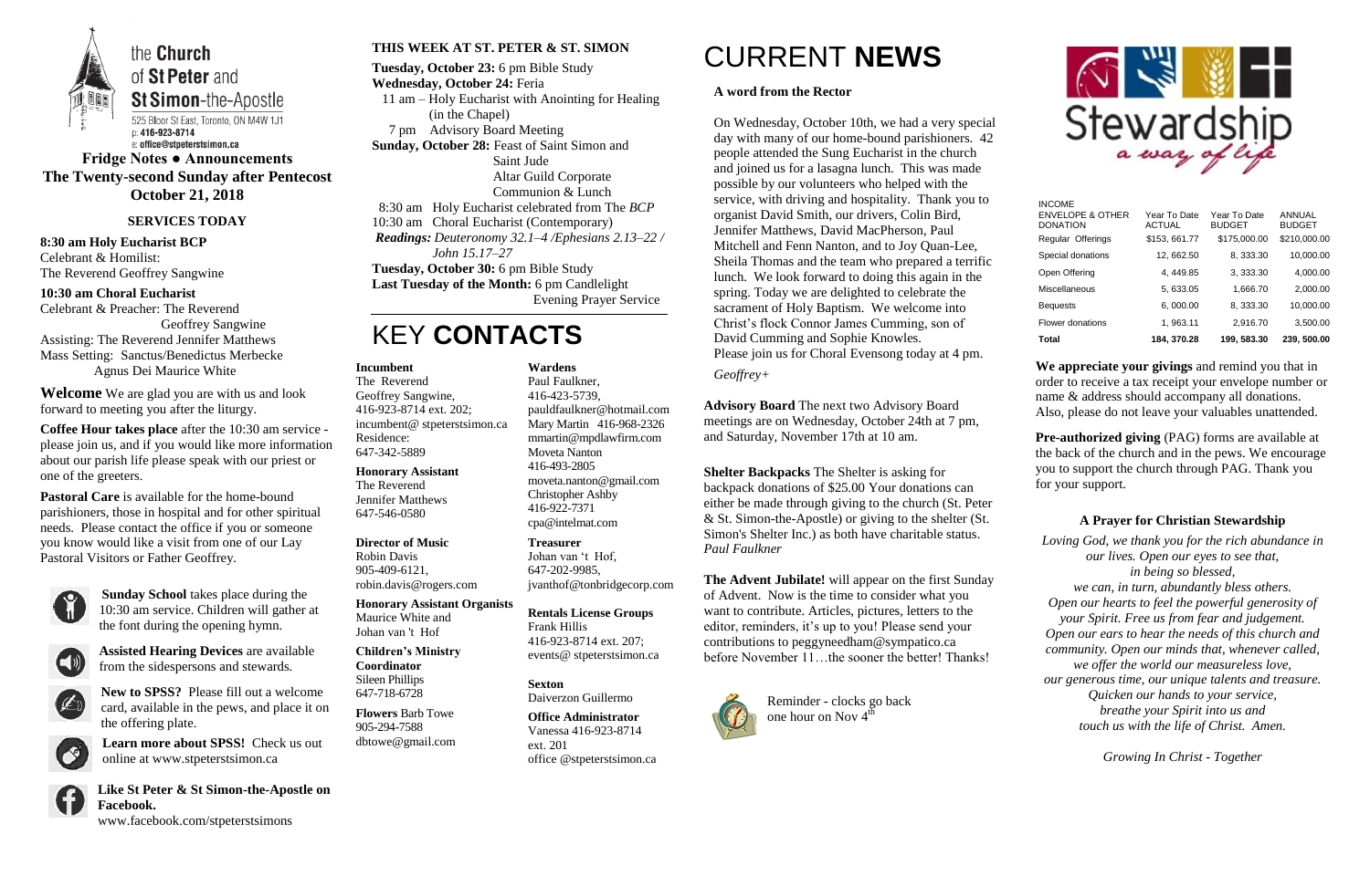the **Church** of **St Peter** and **St Simon**-the-Apostle

525 Bloor St East, Toronto, ON M4W 1J1
p: 416-923-8714
e: office@stpeterstsimon.ca

# Fridge Notes ● Announcements

## The Twenty-second Sunday after Pentecost

## October 21, 2018

### SERVICES TODAY

**8:30 am Holy Eucharist BCP**
Celebrant & Homilist:
The Reverend Geoffrey Sangwine

**10:30 am Choral Eucharist**
Celebrant & Preacher: The Reverend Geoffrey Sangwine
Assisting: The Reverend Jennifer Matthews
Mass Setting: Sanctus/Benedictus Merbecke
Agnus Dei Maurice White

**Welcome** We are glad you are with us and look forward to meeting you after the liturgy.

**Coffee Hour takes place** after the 10:30 am service - please join us, and if you would like more information about our parish life please speak with our priest or one of the greeters.

**Pastoral Care** is available for the home-bound parishioners, those in hospital and for other spiritual needs. Please contact the office if you or someone you know would like a visit from one of our Lay Pastoral Visitors or Father Geoffrey.

**Sunday School** takes place during the 10:30 am service. Children will gather at the font during the opening hymn.

**Assisted Hearing Devices** are available from the sidespersons and stewards.

**New to SPSS?** Please fill out a welcome card, available in the pews, and place it on the offering plate.

**Learn more about SPSS!** Check us out online at www.stpeterstsimon.ca

**Like St Peter & St Simon-the-Apostle on Facebook.**
www.facebook.com/stpeterstsimons

### THIS WEEK AT ST. PETER & ST. SIMON

**Tuesday, October 23:** 6 pm Bible Study
**Wednesday, October 24:** Feria
11 am – Holy Eucharist with Anointing for Healing (in the Chapel)
7 pm Advisory Board Meeting
**Sunday, October 28:** Feast of Saint Simon and Saint Jude
Altar Guild Corporate Communion & Lunch
8:30 am Holy Eucharist celebrated from The *BCP*
10:30 am Choral Eucharist (Contemporary)
*Readings: Deuteronomy 32.1–4 /Ephesians 2.13–22 / John 15.17–27*
**Tuesday, October 30:** 6 pm Bible Study
**Last Tuesday of the Month:** 6 pm Candlelight Evening Prayer Service

# KEY **CONTACTS**

**Incumbent**
The Reverend Geoffrey Sangwine,
416-923-8714 ext. 202;
incumbent@ stpeterstsimon.ca
Residence:
647-342-5889

**Honorary Assistant**
The Reverend Jennifer Matthews
647-546-0580

**Director of Music**
Robin Davis
905-409-6121,
robin.davis@rogers.com

**Honorary Assistant Organists**
Maurice White and Johan van 't Hof

**Children's Ministry Coordinator**
Sileen Phillips
647-718-6728

**Flowers** Barb Towe
905-294-7588
dbtowe@gmail.com

**Wardens**
Paul Faulkner,
416-423-5739,
pauldfaulkner@hotmail.com
Mary Martin 416-968-2326
mmartin@mpdlawfirm.com
Moveta Nanton
416-493-2805
moveta.nanton@gmail.com
Christopher Ashby
416-922-7371
cpa@intelmat.com

**Treasurer**
Johan van 't Hof,
647-202-9985,
jvanthof@tonbridgecorp.com

**Rentals License Groups**
Frank Hillis
416-923-8714 ext. 207;
events@ stpeterstsimon.ca

**Sexton**
Daiverzon Guillermo

**Office Administrator**
Vanessa 416-923-8714 ext. 201
office @stpeterstsimon.ca

# CURRENT **NEWS**

**A word from the Rector**

On Wednesday, October 10th, we had a very special day with many of our home-bound parishioners. 42 people attended the Sung Eucharist in the church and joined us for a lasagna lunch. This was made possible by our volunteers who helped with the service, with driving and hospitality. Thank you to organist David Smith, our drivers, Colin Bird, Jennifer Matthews, David MacPherson, Paul Mitchell and Fenn Nanton, and to Joy Quan-Lee, Sheila Thomas and the team who prepared a terrific lunch. We look forward to doing this again in the spring. Today we are delighted to celebrate the sacrament of Holy Baptism. We welcome into Christ's flock Connor James Cumming, son of David Cumming and Sophie Knowles.
Please join us for Choral Evensong today at 4 pm.

*Geoffrey+*

**Advisory Board** The next two Advisory Board meetings are on Wednesday, October 24th at 7 pm, and Saturday, November 17th at 10 am.

**Shelter Backpacks** The Shelter is asking for backpack donations of $25.00 Your donations can either be made through giving to the church (St. Peter & St. Simon-the-Apostle) or giving to the shelter (St. Simon's Shelter Inc.) as both have charitable status.
*Paul Faulkner*

**The Advent Jubilate!** will appear on the first Sunday of Advent. Now is the time to consider what you want to contribute. Articles, pictures, letters to the editor, reminders, it's up to you! Please send your contributions to peggyneedham@sympatico.ca before November 11…the sooner the better! Thanks!

Reminder - clocks go back one hour on Nov 4th

# Stewardship
*a way of life*

| INCOME ENVELOPE & OTHER DONATION | Year To Date ACTUAL | Year To Date BUDGET | ANNUAL BUDGET |
|---|---|---|---|
| Regular Offerings | $153, 661.77 | $175,000.00 | $210,000.00 |
| Special donations | 12, 662.50 | 8, 333.30 | 10,000.00 |
| Open Offering | 4, 449.85 | 3, 333.30 | 4,000.00 |
| Miscellaneous | 5, 633.05 | 1,666.70 | 2,000.00 |
| Bequests | 6, 000.00 | 8, 333.30 | 10,000.00 |
| Flower donations | 1, 963.11 | 2,916.70 | 3,500.00 |
| **Total** | **184, 370.28** | **199, 583.30** | **239, 500.00** |

**We appreciate your givings** and remind you that in order to receive a tax receipt your envelope number or name & address should accompany all donations. Also, please do not leave your valuables unattended.

**Pre-authorized giving** (PAG) forms are available at the back of the church and in the pews. We encourage you to support the church through PAG. Thank you for your support.

### A Prayer for Christian Stewardship

*Loving God, we thank you for the rich abundance in our lives. Open our eyes to see that, in being so blessed, we can, in turn, abundantly bless others. Open our hearts to feel the powerful generosity of your Spirit. Free us from fear and judgement. Open our ears to hear the needs of this church and community. Open our minds that, whenever called, we offer the world our measureless love, our generous time, our unique talents and treasure. Quicken our hands to your service, breathe your Spirit into us and touch us with the life of Christ. Amen.*

*Growing In Christ - Together*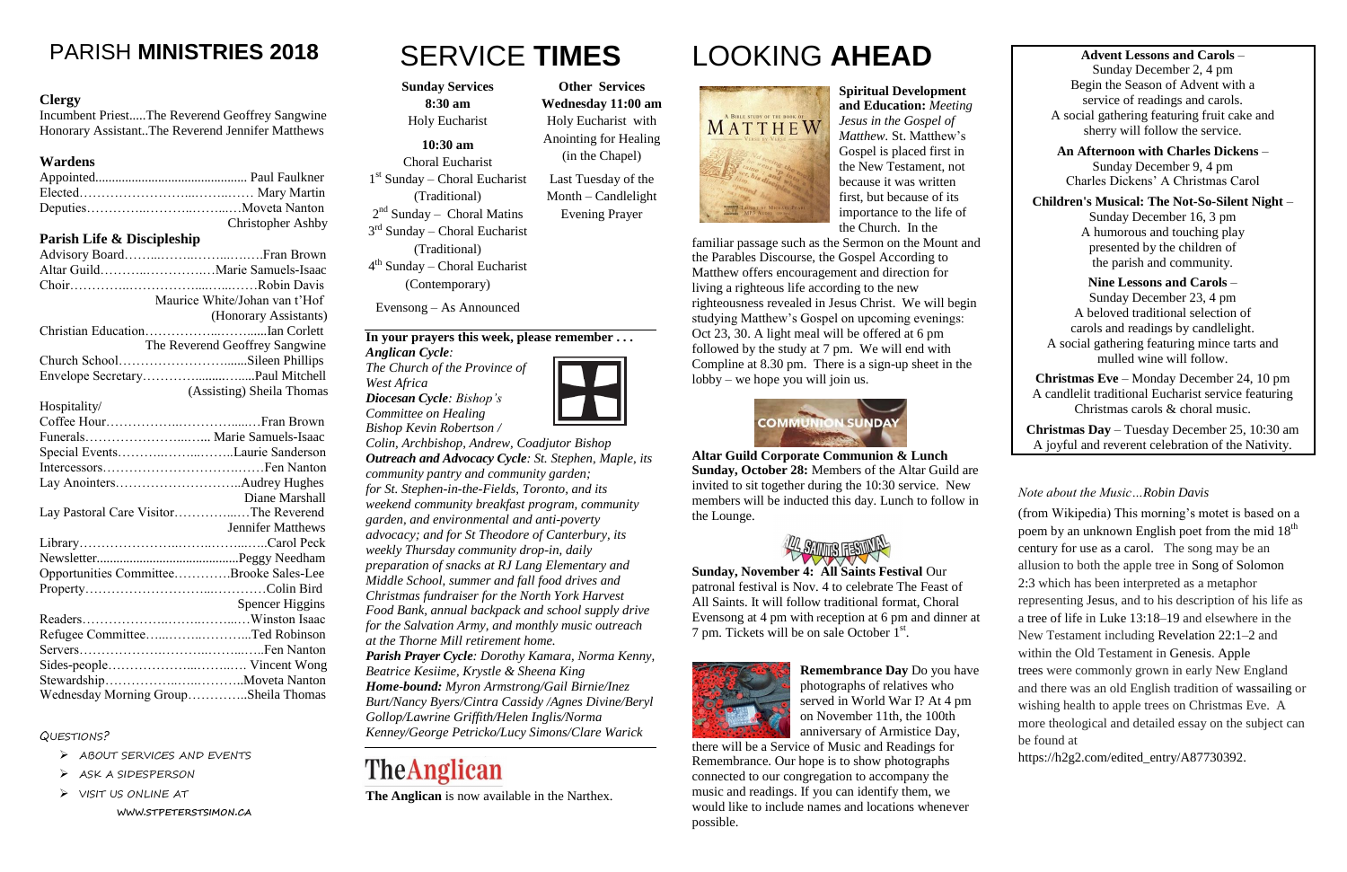# PARISH **MINISTRIES 2018**

### Clergy

Incumbent Priest.....The Reverend Geoffrey Sangwine
Honorary Assistant..The Reverend Jennifer Matthews

### Wardens

Appointed............................................. Paul Faulkner
Elected……………………..……..…… Mary Martin
Deputies…………..……….……..….Moveta Nanton
Christopher Ashby

### Parish Life & Discipleship

Advisory Board……..……..……..…….Fran Brown
Altar Guild………..……………Marie Samuels-Isaac
Choir…………..……………..…...……Robin Davis
Maurice White/Johan van t'Hof
(Honorary Assistants)
Christian Education……………..……......Ian Corlett
The Reverend Geoffrey Sangwine
Church School……………………......Sileen Phillips
Envelope Secretary………….........…....Paul Mitchell
(Assisting) Sheila Thomas
Hospitality/
Coffee Hour……………..…………......…Fran Brown
Funerals……………….…..….. Marie Samuels-Isaac
Special Events………..……...……..Laurie Sanderson
Intercessors……………………………….…Fen Nanton
Lay Anointers………………………..Audrey Hughes
Diane Marshall
Lay Pastoral Care Visitor……………..….The Reverend
Jennifer Matthews
Library…………………..……..……...…..Carol Peck
Newsletter.........................................Peggy Needham
Opportunities Committee………….Brooke Sales-Lee
Property……………………..…………Colin Bird
Spencer Higgins
Readers………………..……..……..…Winston Isaac
Refugee Committee…...…….………...Ted Robinson
Servers………………..……..……...…..Fen Nanton
Sides-people………………..……..…. Vincent Wong
Stewardship……………..…..……….Moveta Nanton
Wednesday Morning Group…………..Sheila Thomas

*Questions?*

- About services and events
- Ask a sidesperson
- Visit us online at
  www.stpeterstsimon.ca

# SERVICE **TIMES**

**Sunday Services**
**8:30 am**
Holy Eucharist

**10:30 am**
Choral Eucharist
1st Sunday – Choral Eucharist (Traditional)
2nd Sunday – Choral Matins
3rd Sunday – Choral Eucharist (Traditional)
4th Sunday – Choral Eucharist (Contemporary)

Evensong – As Announced

**Other Services**
**Wednesday 11:00 am**
Holy Eucharist with Anointing for Healing (in the Chapel)

Last Tuesday of the Month – Candlelight Evening Prayer

**In your prayers this week, please remember . . .**

***Anglican Cycle:***
*The Church of the Province of West Africa*
***Diocesan Cycle****: Bishop's Committee on Healing*
*Bishop Kevin Robertson / Colin, Archbishop, Andrew, Coadjutor Bishop*
***Outreach and Advocacy Cycle****: St. Stephen, Maple, its community pantry and community garden; for St. Stephen-in-the-Fields, Toronto, and its weekend community breakfast program, community garden, and environmental and anti-poverty advocacy; and for St Theodore of Canterbury, its weekly Thursday community drop-in, daily preparation of snacks at RJ Lang Elementary and Middle School, summer and fall food drives and Christmas fundraiser for the North York Harvest Food Bank, annual backpack and school supply drive for the Salvation Army, and monthly music outreach at the Thorne Mill retirement home.*
***Parish Prayer Cycle****: Dorothy Kamara, Norma Kenny, Beatrice Kesiime, Krystle & Sheena King*
***Home-bound:*** *Myron Armstrong/Gail Birnie/Inez Burt/Nancy Byers/Cintra Cassidy /Agnes Divine/Beryl Gollop/Lawrine Griffith/Helen Inglis/Norma Kenney/George Petricko/Lucy Simons/Clare Warick*

**TheAnglican**

**The Anglican** is now available in the Narthex.

# LOOKING **AHEAD**

**Spiritual Development and Education:** *Meeting Jesus in the Gospel of Matthew.* St. Matthew's Gospel is placed first in the New Testament, not because it was written first, but because of its importance to the life of the Church. In the familiar passage such as the Sermon on the Mount and the Parables Discourse, the Gospel According to Matthew offers encouragement and direction for living a righteous life according to the new righteousness revealed in Jesus Christ. We will begin studying Matthew's Gospel on upcoming evenings: Oct 23, 30. A light meal will be offered at 6 pm followed by the study at 7 pm. We will end with Compline at 8.30 pm. There is a sign-up sheet in the lobby – we hope you will join us.

COMMUNION SUNDAY

**Altar Guild Corporate Communion & Lunch Sunday, October 28:** Members of the Altar Guild are invited to sit together during the 10:30 service. New members will be inducted this day. Lunch to follow in the Lounge.

ALL SAINTS FESTIVAL

**Sunday, November 4: All Saints Festival** Our patronal festival is Nov. 4 to celebrate The Feast of All Saints. It will follow traditional format, Choral Evensong at 4 pm with reception at 6 pm and dinner at 7 pm. Tickets will be on sale October 1st.

**Remembrance Day** Do you have photographs of relatives who served in World War I? At 4 pm on November 11th, the 100th anniversary of Armistice Day, there will be a Service of Music and Readings for Remembrance. Our hope is to show photographs connected to our congregation to accompany the music and readings. If you can identify them, we would like to include names and locations whenever possible.

**Advent Lessons and Carols** –
Sunday December 2, 4 pm
Begin the Season of Advent with a service of readings and carols.
A social gathering featuring fruit cake and sherry will follow the service.

**An Afternoon with Charles Dickens** –
Sunday December 9, 4 pm
Charles Dickens' A Christmas Carol

**Children's Musical: The Not-So-Silent Night** –
Sunday December 16, 3 pm
A humorous and touching play presented by the children of the parish and community.

**Nine Lessons and Carols** –
Sunday December 23, 4 pm
A beloved traditional selection of carols and readings by candlelight.
A social gathering featuring mince tarts and mulled wine will follow.

**Christmas Eve** – Monday December 24, 10 pm
A candlelit traditional Eucharist service featuring Christmas carols & choral music.

**Christmas Day** – Tuesday December 25, 10:30 am
A joyful and reverent celebration of the Nativity.

*Note about the Music…Robin Davis*

(from Wikipedia) This morning's motet is based on a poem by an unknown English poet from the mid 18th century for use as a carol. The song may be an allusion to both the apple tree in Song of Solomon 2:3 which has been interpreted as a metaphor representing Jesus, and to his description of his life as a tree of life in Luke 13:18–19 and elsewhere in the New Testament including Revelation 22:1–2 and within the Old Testament in Genesis. Apple trees were commonly grown in early New England and there was an old English tradition of wassailing or wishing health to apple trees on Christmas Eve. A more theological and detailed essay on the subject can be found at
https://h2g2.com/edited_entry/A87730392.